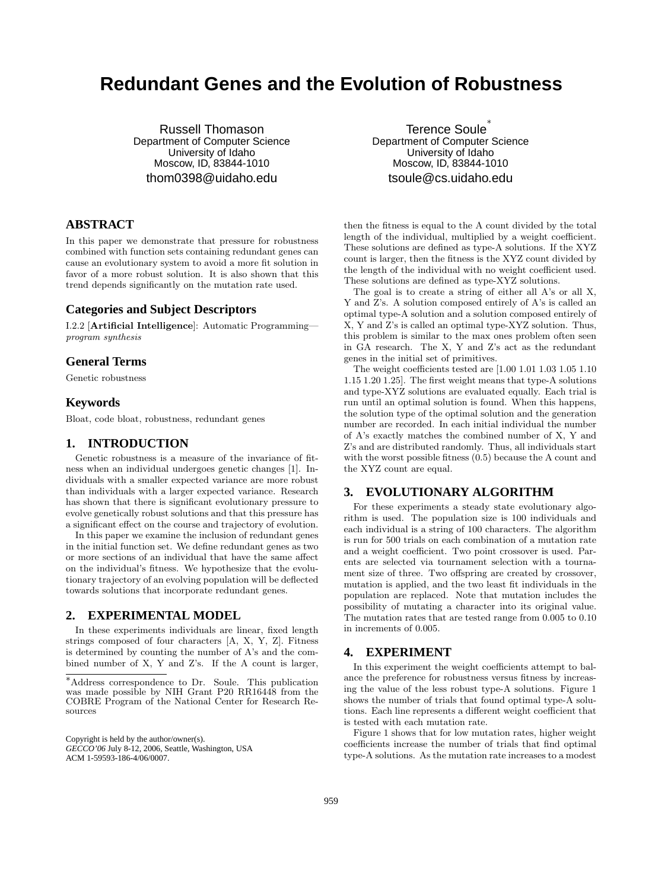# Redundant Genes and the Evolution of Robustness

Russell Thomason
Department of Computer Science
University of Idaho
Moscow, ID, 83844-1010
thom0398@uidaho.edu

Terence Soule*
Department of Computer Science
University of Idaho
Moscow, ID, 83844-1010
tsoule@cs.uidaho.edu

## ABSTRACT

In this paper we demonstrate that pressure for robustness combined with function sets containing redundant genes can cause an evolutionary system to avoid a more fit solution in favor of a more robust solution. It is also shown that this trend depends significantly on the mutation rate used.

## Categories and Subject Descriptors

I.2.2 [**Artificial Intelligence**]: Automatic Programming—*program synthesis*

## General Terms

Genetic robustness

## Keywords

Bloat, code bloat, robustness, redundant genes

## 1. INTRODUCTION

Genetic robustness is a measure of the invariance of fitness when an individual undergoes genetic changes [1]. Individuals with a smaller expected variance are more robust than individuals with a larger expected variance. Research has shown that there is significant evolutionary pressure to evolve genetically robust solutions and that this pressure has a significant effect on the course and trajectory of evolution.

In this paper we examine the inclusion of redundant genes in the initial function set. We define redundant genes as two or more sections of an individual that have the same affect on the individual's fitness. We hypothesize that the evolutionary trajectory of an evolving population will be deflected towards solutions that incorporate redundant genes.

## 2. EXPERIMENTAL MODEL

In these experiments individuals are linear, fixed length strings composed of four characters [A, X, Y, Z]. Fitness is determined by counting the number of A's and the combined number of X, Y and Z's. If the A count is larger, then the fitness is equal to the A count divided by the total length of the individual, multiplied by a weight coefficient. These solutions are defined as type-A solutions. If the XYZ count is larger, then the fitness is the XYZ count divided by the length of the individual with no weight coefficient used. These solutions are defined as type-XYZ solutions.

The goal is to create a string of either all A's or all X, Y and Z's. A solution composed entirely of A's is called an optimal type-A solution and a solution composed entirely of X, Y and Z's is called an optimal type-XYZ solution. Thus, this problem is similar to the max ones problem often seen in GA research. The X, Y and Z's act as the redundant genes in the initial set of primitives.

The weight coefficients tested are [1.00 1.01 1.03 1.05 1.10 1.15 1.20 1.25]. The first weight means that type-A solutions and type-XYZ solutions are evaluated equally. Each trial is run until an optimal solution is found. When this happens, the solution type of the optimal solution and the generation number are recorded. In each initial individual the number of A's exactly matches the combined number of X, Y and Z's and are distributed randomly. Thus, all individuals start with the worst possible fitness (0.5) because the A count and the XYZ count are equal.

## 3. EVOLUTIONARY ALGORITHM

For these experiments a steady state evolutionary algorithm is used. The population size is 100 individuals and each individual is a string of 100 characters. The algorithm is run for 500 trials on each combination of a mutation rate and a weight coefficient. Two point crossover is used. Parents are selected via tournament selection with a tournament size of three. Two offspring are created by crossover, mutation is applied, and the two least fit individuals in the population are replaced. Note that mutation includes the possibility of mutating a character into its original value. The mutation rates that are tested range from 0.005 to 0.10 in increments of 0.005.

## 4. EXPERIMENT

In this experiment the weight coefficients attempt to balance the preference for robustness versus fitness by increasing the value of the less robust type-A solutions. Figure 1 shows the number of trials that found optimal type-A solutions. Each line represents a different weight coefficient that is tested with each mutation rate.

Figure 1 shows that for low mutation rates, higher weight coefficients increase the number of trials that find optimal type-A solutions. As the mutation rate increases to a modest

*Address correspondence to Dr. Soule. This publication was made possible by NIH Grant P20 RR16448 from the COBRE Program of the National Center for Research Resources

Copyright is held by the author/owner(s).
*GECCO'06* July 8-12, 2006, Seattle, Washington, USA
ACM 1-59593-186-4/06/0007.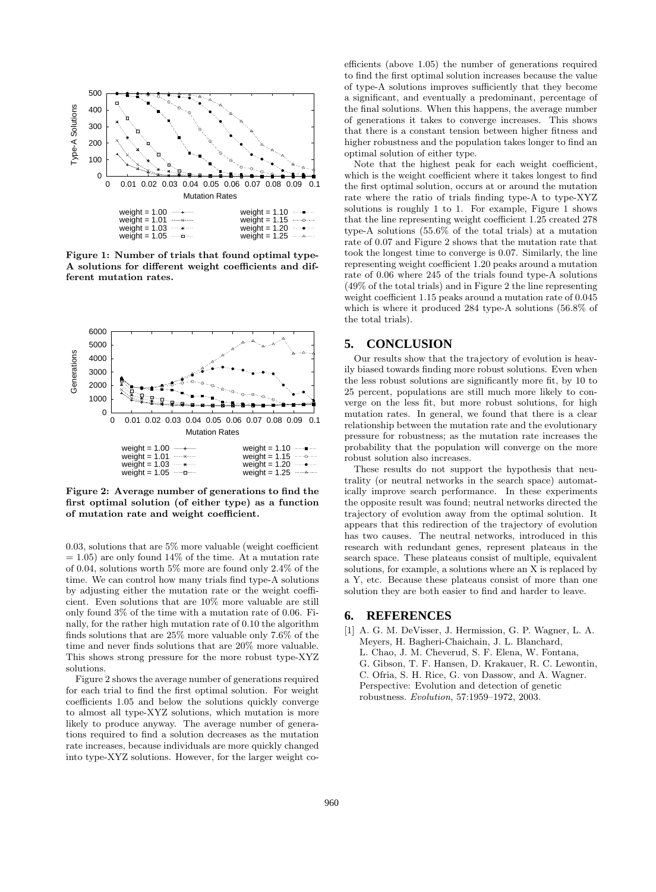500
400
300
200
100
0

Type-A Solutions

0 0.01 0.02 0.03 0.04 0.05 0.06 0.07 0.08 0.09 0.1

Mutation Rates

weight = 1.00
weight = 1.01
weight = 1.03
weight = 1.05
weight = 1.10
weight = 1.15
weight = 1.20
weight = 1.25

**Figure 1: Number of trials that found optimal type-A solutions for different weight coefficients and different mutation rates.**

6000
5000
4000
3000
2000
1000
0

Generations

0 0.01 0.02 0.03 0.04 0.05 0.06 0.07 0.08 0.09 0.1

Mutation Rates

weight = 1.00
weight = 1.01
weight = 1.03
weight = 1.05
weight = 1.10
weight = 1.15
weight = 1.20
weight = 1.25

**Figure 2: Average number of generations to find the first optimal solution (of either type) as a function of mutation rate and weight coefficient.**

0.03, solutions that are 5% more valuable (weight coefficient = 1.05) are only found 14% of the time. At a mutation rate of 0.04, solutions worth 5% more are found only 2.4% of the time. We can control how many trials find type-A solutions by adjusting either the mutation rate or the weight coefficient. Even solutions that are 10% more valuable are still only found 3% of the time with a mutation rate of 0.06. Finally, for the rather high mutation rate of 0.10 the algorithm finds solutions that are 25% more valuable only 7.6% of the time and never finds solutions that are 20% more valuable. This shows strong pressure for the more robust type-XYZ solutions.

Figure 2 shows the average number of generations required for each trial to find the first optimal solution. For weight coefficients 1.05 and below the solutions quickly converge to almost all type-XYZ solutions, which mutation is more likely to produce anyway. The average number of generations required to find a solution decreases as the mutation rate increases, because individuals are more quickly changed into type-XYZ solutions. However, for the larger weight coefficients (above 1.05) the number of generations required to find the first optimal solution increases because the value of type-A solutions improves sufficiently that they become a significant, and eventually a predominant, percentage of the final solutions. When this happens, the average number of generations it takes to converge increases. This shows that there is a constant tension between higher fitness and higher robustness and the population takes longer to find an optimal solution of either type.

Note that the highest peak for each weight coefficient, which is the weight coefficient where it takes longest to find the first optimal solution, occurs at or around the mutation rate where the ratio of trials finding type-A to type-XYZ solutions is roughly 1 to 1. For example, Figure 1 shows that the line representing weight coefficient 1.25 created 278 type-A solutions (55.6% of the total trials) at a mutation rate of 0.07 and Figure 2 shows that the mutation rate that took the longest time to converge is 0.07. Similarly, the line representing weight coefficient 1.20 peaks around a mutation rate of 0.06 where 245 of the trials found type-A solutions (49% of the total trials) and in Figure 2 the line representing weight coefficient 1.15 peaks around a mutation rate of 0.045 which is where it produced 284 type-A solutions (56.8% of the total trials).

## 5. CONCLUSION

Our results show that the trajectory of evolution is heavily biased towards finding more robust solutions. Even when the less robust solutions are significantly more fit, by 10 to 25 percent, populations are still much more likely to converge on the less fit, but more robust solutions, for high mutation rates. In general, we found that there is a clear relationship between the mutation rate and the evolutionary pressure for robustness; as the mutation rate increases the probability that the population will converge on the more robust solution also increases.

These results do not support the hypothesis that neutrality (or neutral networks in the search space) automatically improve search performance. In these experiments the opposite result was found; neutral networks directed the trajectory of evolution away from the optimal solution. It appears that this redirection of the trajectory of evolution has two causes. The neutral networks, introduced in this research with redundant genes, represent plateaus in the search space. These plateaus consist of multiple, equivalent solutions, for example, a solutions where an X is replaced by a Y, etc. Because these plateaus consist of more than one solution they are both easier to find and harder to leave.

## 6. REFERENCES

[1] A. G. M. DeVisser, J. Hermission, G. P. Wagner, L. A. Meyers, H. Bagheri-Chaichain, J. L. Blanchard, L. Chao, J. M. Cheverud, S. F. Elena, W. Fontana, G. Gibson, T. F. Hansen, D. Krakauer, R. C. Lewontin, C. Ofria, S. H. Rice, G. von Dassow, and A. Wagner. Perspective: Evolution and detection of genetic robustness. *Evolution*, 57:1959–1972, 2003.